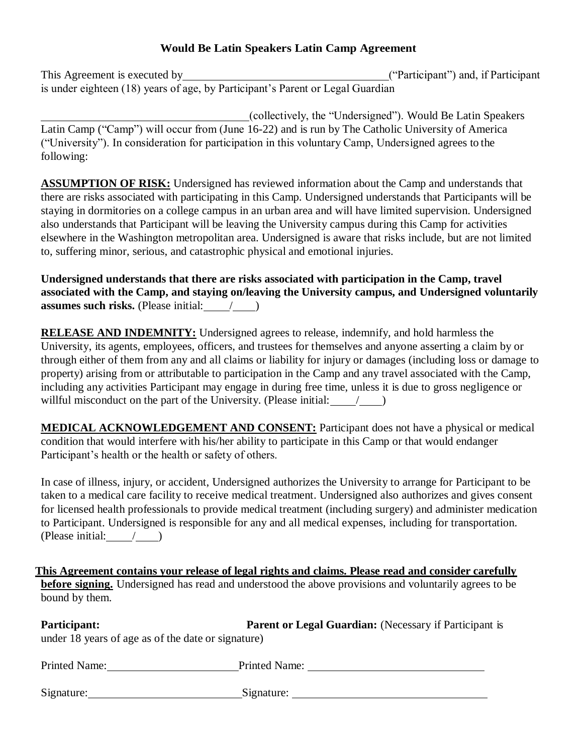# Would Be Latin Speakers Latin Camp Agreement

This Agreement is executed by ____________________________________ ("Participant") and, if Participant is under eighteen (18) years of age, by Participant's Parent or Legal Guardian

____________________________________ (collectively, the "Undersigned"). Would Be Latin Speakers Latin Camp ("Camp") will occur from (June 16-22) and is run by The Catholic University of America ("University"). In consideration for participation in this voluntary Camp, Undersigned agrees to the following:

**ASSUMPTION OF RISK:** Undersigned has reviewed information about the Camp and understands that there are risks associated with participating in this Camp. Undersigned understands that Participants will be staying in dormitories on a college campus in an urban area and will have limited supervision. Undersigned also understands that Participant will be leaving the University campus during this Camp for activities elsewhere in the Washington metropolitan area. Undersigned is aware that risks include, but are not limited to, suffering minor, serious, and catastrophic physical and emotional injuries.

**Undersigned understands that there are risks associated with participation in the Camp, travel associated with the Camp, and staying on/leaving the University campus, and Undersigned voluntarily assumes such risks.** (Please initial: ____/____)

**RELEASE AND INDEMNITY:** Undersigned agrees to release, indemnify, and hold harmless the University, its agents, employees, officers, and trustees for themselves and anyone asserting a claim by or through either of them from any and all claims or liability for injury or damages (including loss or damage to property) arising from or attributable to participation in the Camp and any travel associated with the Camp, including any activities Participant may engage in during free time, unless it is due to gross negligence or willful misconduct on the part of the University. (Please initial: ____/____)

**MEDICAL ACKNOWLEDGEMENT AND CONSENT:** Participant does not have a physical or medical condition that would interfere with his/her ability to participate in this Camp or that would endanger Participant's health or the health or safety of others.

In case of illness, injury, or accident, Undersigned authorizes the University to arrange for Participant to be taken to a medical care facility to receive medical treatment. Undersigned also authorizes and gives consent for licensed health professionals to provide medical treatment (including surgery) and administer medication to Participant. Undersigned is responsible for any and all medical expenses, including for transportation. (Please initial: ____/____)

**This Agreement contains your release of legal rights and claims. Please read and consider carefully before signing.** Undersigned has read and understood the above provisions and voluntarily agrees to be bound by them.

**Participant:** **Parent or Legal Guardian:** (Necessary if Participant is under 18 years of age as of the date or signature)

Printed Name: ______________________ Printed Name: ______________________________

Signature: __________________________ Signature: _________________________________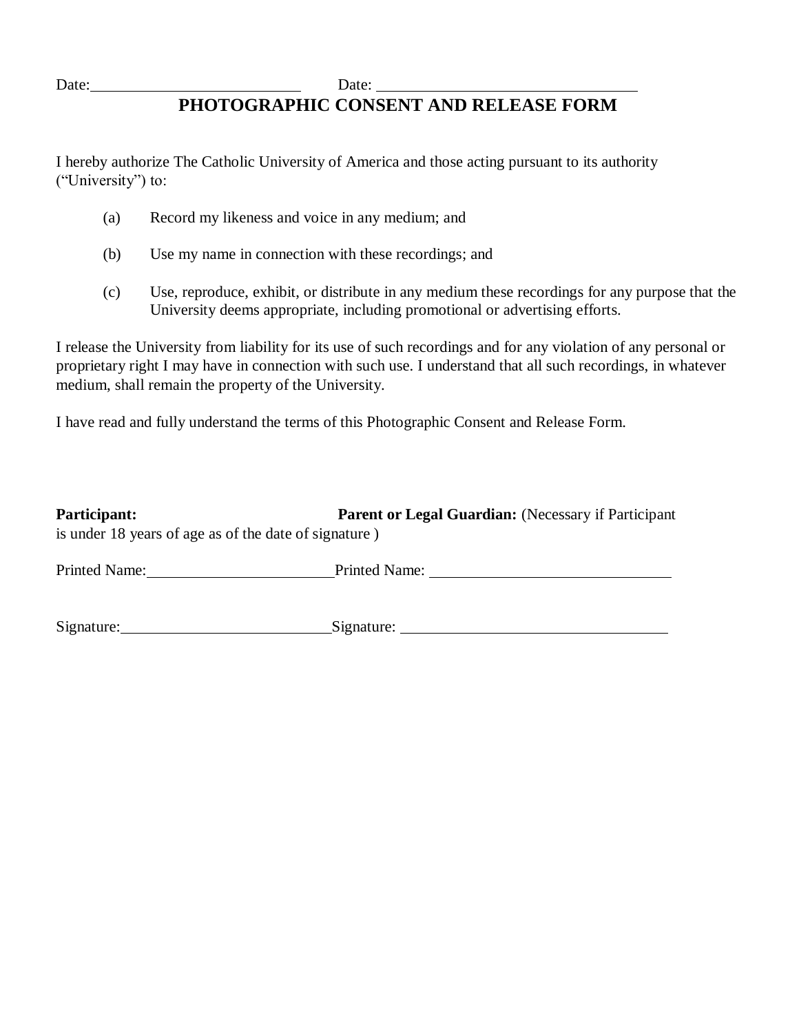Date: ______________________ Date: ____________________________

# PHOTOGRAPHIC CONSENT AND RELEASE FORM

I hereby authorize The Catholic University of America and those acting pursuant to its authority ("University") to:

(a) Record my likeness and voice in any medium; and

(b) Use my name in connection with these recordings; and

(c) Use, reproduce, exhibit, or distribute in any medium these recordings for any purpose that the University deems appropriate, including promotional or advertising efforts.

I release the University from liability for its use of such recordings and for any violation of any personal or proprietary right I may have in connection with such use. I understand that all such recordings, in whatever medium, shall remain the property of the University.

I have read and fully understand the terms of this Photographic Consent and Release Form.

**Participant:** **Parent or Legal Guardian:** (Necessary if Participant is under 18 years of age as of the date of signature )

Printed Name: ____________________ Printed Name: __________________________

Signature: ______________________ Signature: ____________________________